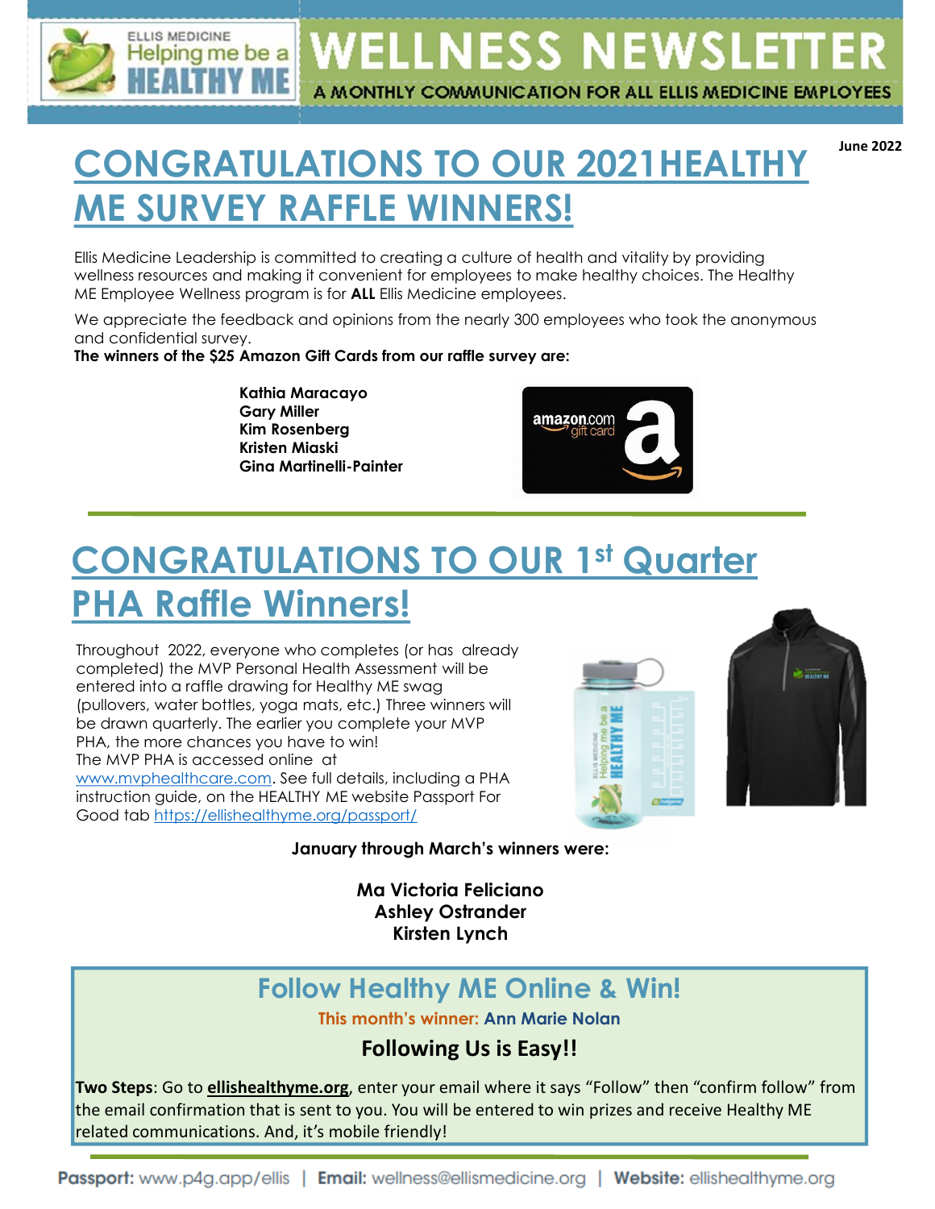# WELLNESS NEWSLETTER

A MONTHLY COMMUNICATION FOR ALL ELLIS MEDICINE EMPLOYEES

**June 2022**

## CONGRATULATIONS TO OUR 2021HEALTHY ME SURVEY RAFFLE WINNERS!

Ellis Medicine Leadership is committed to creating a culture of health and vitality by providing wellness resources and making it convenient for employees to make healthy choices. The Healthy ME Employee Wellness program is for **ALL** Ellis Medicine employees.

We appreciate the feedback and opinions from the nearly 300 employees who took the anonymous and confidential survey.

**The winners of the $25 Amazon Gift Cards from our raffle survey are:**

**Kathia Maracayo**
**Gary Miller**
**Kim Rosenberg**
**Kristen Miaski**
**Gina Martinelli-Painter**

## CONGRATULATIONS TO OUR 1st Quarter PHA Raffle Winners!

Throughout 2022, everyone who completes (or has already completed) the MVP Personal Health Assessment will be entered into a raffle drawing for Healthy ME swag (pullovers, water bottles, yoga mats, etc.) Three winners will be drawn quarterly. The earlier you complete your MVP PHA, the more chances you have to win!
The MVP PHA is accessed online at www.mvphealthcare.com. See full details, including a PHA instruction guide, on the HEALTHY ME website Passport For Good tab https://ellishealthyme.org/passport/

**January through March's winners were:**

**Ma Victoria Feliciano**
**Ashley Ostrander**
**Kirsten Lynch**

## Follow Healthy ME Online & Win!

This month's winner: **Ann Marie Nolan**

### Following Us is Easy!!

**Two Steps**: Go to **ellishealthyme.org**, enter your email where it says "Follow" then "confirm follow" from the email confirmation that is sent to you. You will be entered to win prizes and receive Healthy ME related communications. And, it's mobile friendly!

**Passport:** www.p4g.app/ellis | **Email:** wellness@ellismedicine.org | **Website:** ellishealthyme.org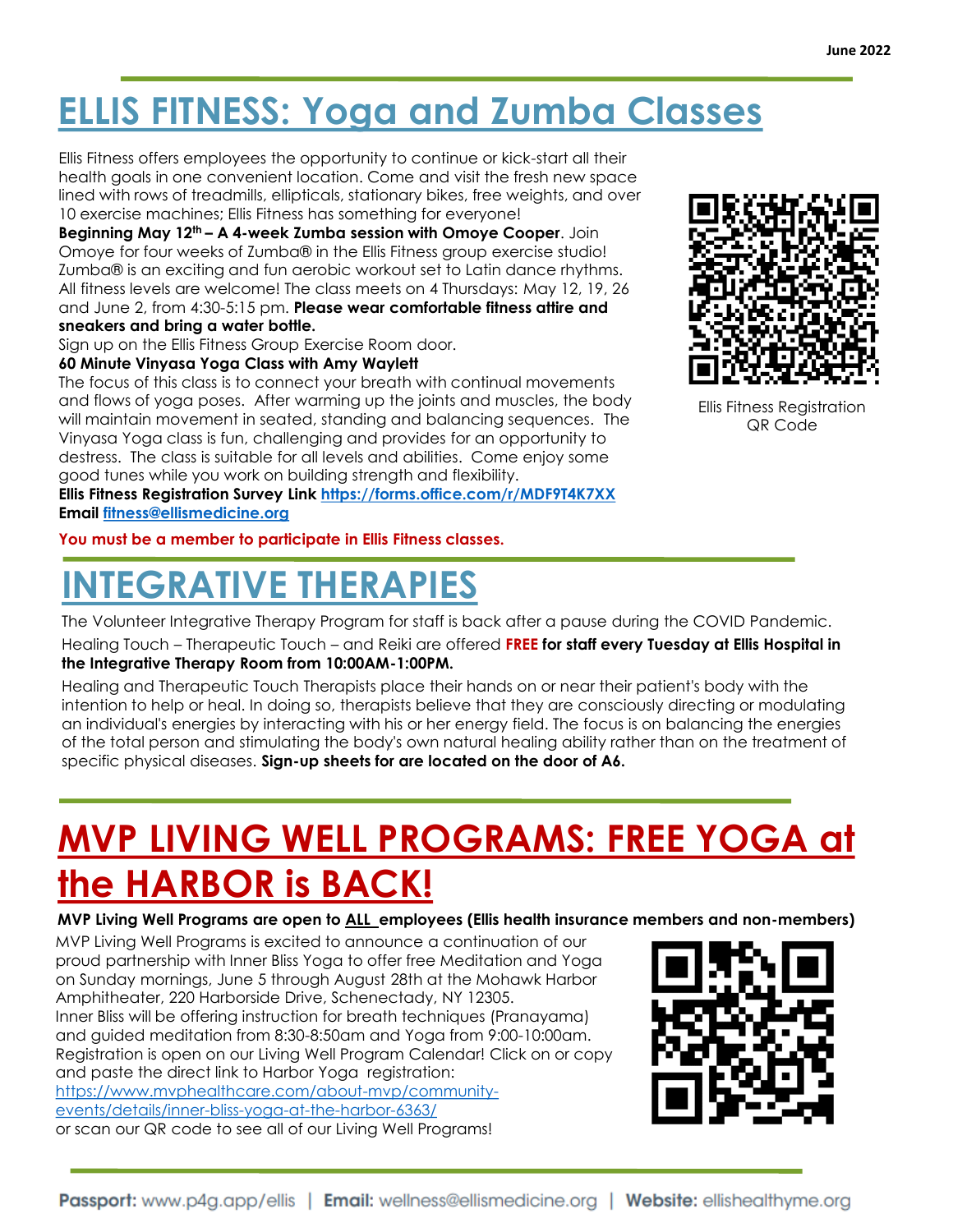# ELLIS FITNESS: Yoga and Zumba Classes

Ellis Fitness offers employees the opportunity to continue or kick-start all their health goals in one convenient location. Come and visit the fresh new space lined with rows of treadmills, ellipticals, stationary bikes, free weights, and over 10 exercise machines; Ellis Fitness has something for everyone!

**Beginning May 12th – A 4-week Zumba session with Omoye Cooper**. Join Omoye for four weeks of Zumba® in the Ellis Fitness group exercise studio! Zumba® is an exciting and fun aerobic workout set to Latin dance rhythms. All fitness levels are welcome! The class meets on 4 Thursdays: May 12, 19, 26 and June 2, from 4:30-5:15 pm. **Please wear comfortable fitness attire and sneakers and bring a water bottle.**

Sign up on the Ellis Fitness Group Exercise Room door.

**60 Minute Vinyasa Yoga Class with Amy Waylett**

The focus of this class is to connect your breath with continual movements and flows of yoga poses. After warming up the joints and muscles, the body will maintain movement in seated, standing and balancing sequences. The Vinyasa Yoga class is fun, challenging and provides for an opportunity to destress. The class is suitable for all levels and abilities. Come enjoy some good tunes while you work on building strength and flexibility.

**Ellis Fitness Registration Survey Link** https://forms.office.com/r/MDF9T4K7XX

**Email** fitness@ellismedicine.org

Ellis Fitness Registration QR Code

**You must be a member to participate in Ellis Fitness classes.**

# INTEGRATIVE THERAPIES

The Volunteer Integrative Therapy Program for staff is back after a pause during the COVID Pandemic.

Healing Touch – Therapeutic Touch – and Reiki are offered **FREE for staff every Tuesday at Ellis Hospital in the Integrative Therapy Room from 10:00AM-1:00PM.**

Healing and Therapeutic Touch Therapists place their hands on or near their patient's body with the intention to help or heal. In doing so, therapists believe that they are consciously directing or modulating an individual's energies by interacting with his or her energy field. The focus is on balancing the energies of the total person and stimulating the body's own natural healing ability rather than on the treatment of specific physical diseases. **Sign-up sheets for are located on the door of A6.**

# MVP LIVING WELL PROGRAMS: FREE YOGA at the HARBOR is BACK!

**MVP Living Well Programs are open to ALL employees (Ellis health insurance members and non-members)**

MVP Living Well Programs is excited to announce a continuation of our proud partnership with Inner Bliss Yoga to offer free Meditation and Yoga on Sunday mornings, June 5 through August 28th at the Mohawk Harbor Amphitheater, 220 Harborside Drive, Schenectady, NY 12305.

Inner Bliss will be offering instruction for breath techniques (Pranayama) and guided meditation from 8:30-8:50am and Yoga from 9:00-10:00am. Registration is open on our Living Well Program Calendar! Click on or copy and paste the direct link to Harbor Yoga registration: https://www.mvphealthcare.com/about-mvp/community-events/details/inner-bliss-yoga-at-the-harbor-6363/ or scan our QR code to see all of our Living Well Programs!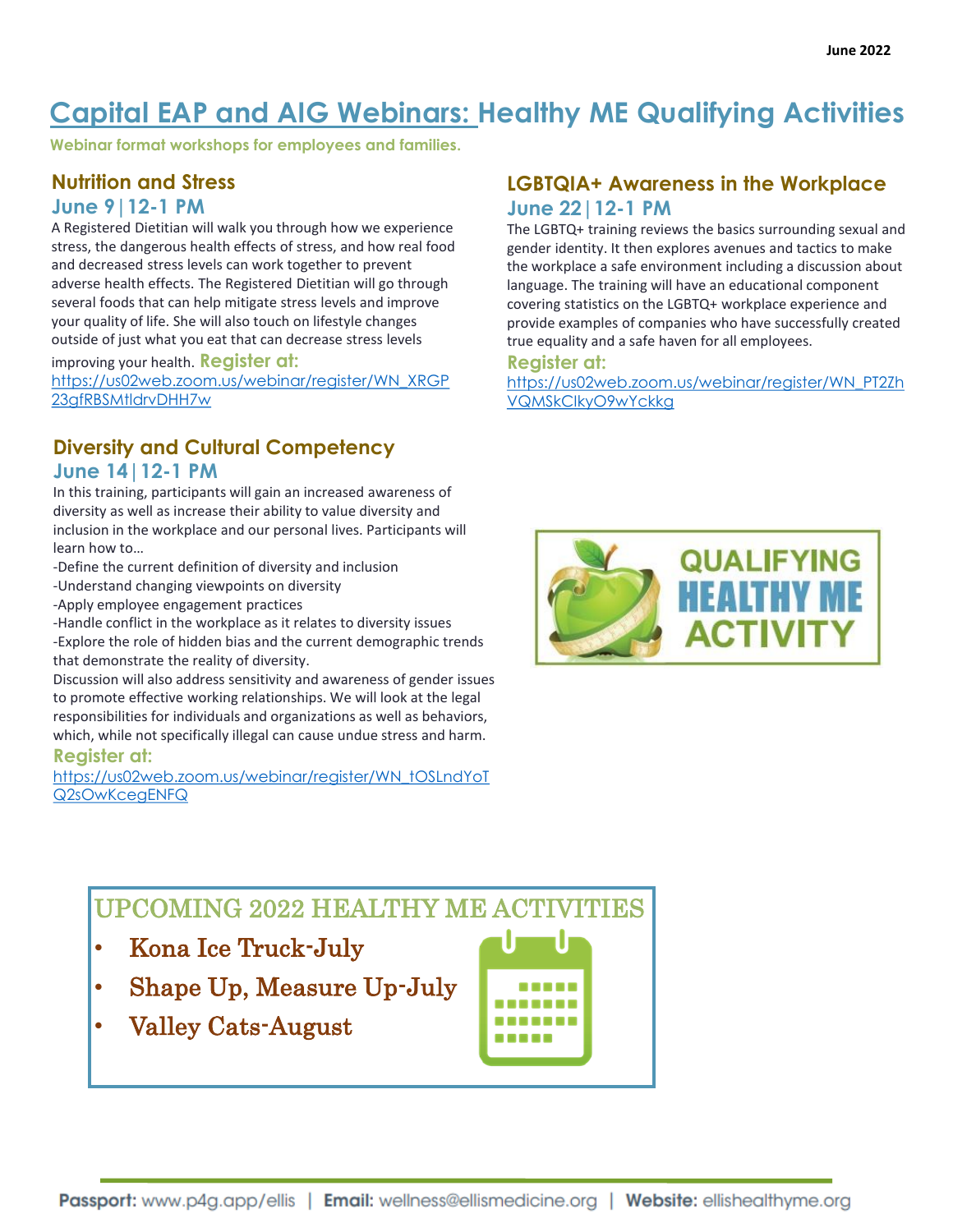June 2022

# Capital EAP and AIG Webinars: Healthy ME Qualifying Activities

**Webinar format workshops for employees and families.**

## Nutrition and Stress

### June 9 | 12-1 PM

A Registered Dietitian will walk you through how we experience stress, the dangerous health effects of stress, and how real food and decreased stress levels can work together to prevent adverse health effects. The Registered Dietitian will go through several foods that can help mitigate stress levels and improve your quality of life. She will also touch on lifestyle changes outside of just what you eat that can decrease stress levels improving your health. **Register at:** https://us02web.zoom.us/webinar/register/WN_XRGP23gfRBSMtldrvDHH7w

## Diversity and Cultural Competency

### June 14 | 12-1 PM

In this training, participants will gain an increased awareness of diversity as well as increase their ability to value diversity and inclusion in the workplace and our personal lives. Participants will learn how to…

- Define the current definition of diversity and inclusion
- Understand changing viewpoints on diversity
- Apply employee engagement practices
- Handle conflict in the workplace as it relates to diversity issues
- Explore the role of hidden bias and the current demographic trends that demonstrate the reality of diversity.

Discussion will also address sensitivity and awareness of gender issues to promote effective working relationships. We will look at the legal responsibilities for individuals and organizations as well as behaviors, which, while not specifically illegal can cause undue stress and harm.

**Register at:**
https://us02web.zoom.us/webinar/register/WN_tOSLndYoTQ2sOwKcegENFQ

## LGBTQIA+ Awareness in the Workplace

### June 22 | 12-1 PM

The LGBTQ+ training reviews the basics surrounding sexual and gender identity. It then explores avenues and tactics to make the workplace a safe environment including a discussion about language. The training will have an educational component covering statistics on the LGBTQ+ workplace experience and provide examples of companies who have successfully created true equality and a safe haven for all employees.

**Register at:**
https://us02web.zoom.us/webinar/register/WN_PT2ZhVQMSkClkyO9wYckkg

QUALIFYING HEALTHY ME ACTIVITY

## UPCOMING 2022 HEALTHY ME ACTIVITIES

- Kona Ice Truck-July
- Shape Up, Measure Up-July
- Valley Cats-August

**Passport:** www.p4g.app/ellis | **Email:** wellness@ellismedicine.org | **Website:** ellishealthyme.org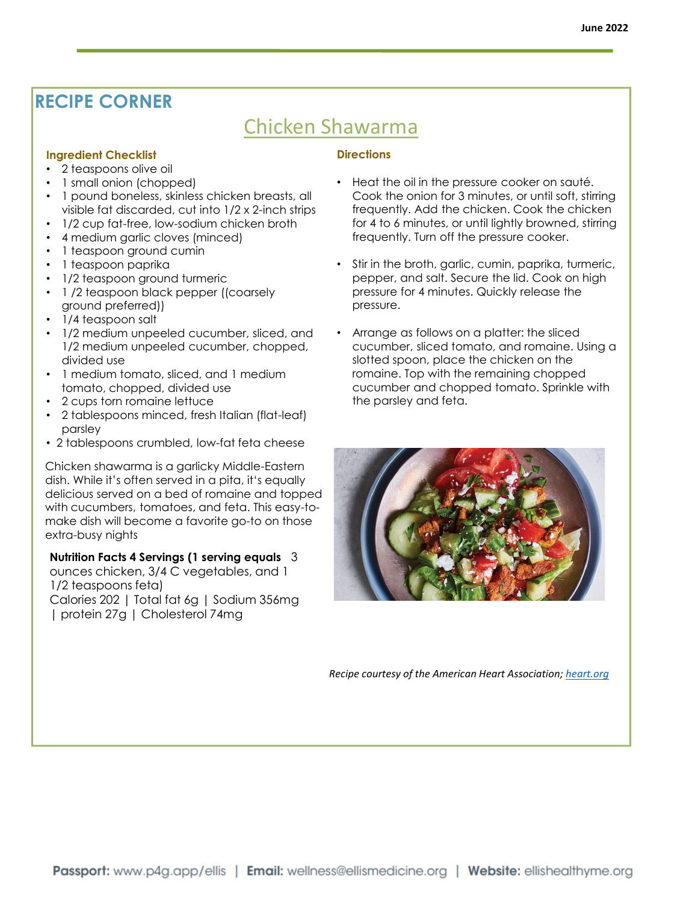# RECIPE CORNER

## Chicken Shawarma

### Ingredient Checklist

- 2 teaspoons olive oil
- 1 small onion (chopped)
- 1 pound boneless, skinless chicken breasts, all visible fat discarded, cut into 1/2 x 2-inch strips
- 1/2 cup fat-free, low-sodium chicken broth
- 4 medium garlic cloves (minced)
- 1 teaspoon ground cumin
- 1 teaspoon paprika
- 1/2 teaspoon ground turmeric
- 1 /2 teaspoon black pepper ((coarsely ground preferred))
- 1/4 teaspoon salt
- 1/2 medium unpeeled cucumber, sliced, and 1/2 medium unpeeled cucumber, chopped, divided use
- 1 medium tomato, sliced, and 1 medium tomato, chopped, divided use
- 2 cups torn romaine lettuce
- 2 tablespoons minced, fresh Italian (flat-leaf) parsley
- 2 tablespoons crumbled, low-fat feta cheese

Chicken shawarma is a garlicky Middle-Eastern dish. While it's often served in a pita, it's equally delicious served on a bed of romaine and topped with cucumbers, tomatoes, and feta. This easy-to-make dish will become a favorite go-to on those extra-busy nights

**Nutrition Facts 4 Servings (1 serving equals** 3 ounces chicken, 3/4 C vegetables, and 1 1/2 teaspoons feta)
Calories 202 | Total fat 6g | Sodium 356mg | protein 27g | Cholesterol 74mg

### Directions

- Heat the oil in the pressure cooker on sauté. Cook the onion for 3 minutes, or until soft, stirring frequently. Add the chicken. Cook the chicken for 4 to 6 minutes, or until lightly browned, stirring frequently. Turn off the pressure cooker.
- Stir in the broth, garlic, cumin, paprika, turmeric, pepper, and salt. Secure the lid. Cook on high pressure for 4 minutes. Quickly release the pressure.
- Arrange as follows on a platter: the sliced cucumber, sliced tomato, and romaine. Using a slotted spoon, place the chicken on the romaine. Top with the remaining chopped cucumber and chopped tomato. Sprinkle with the parsley and feta.

*Recipe courtesy of the American Heart Association; heart.org*

**Passport:** www.p4g.app/ellis | **Email:** wellness@ellismedicine.org | **Website:** ellishealthyme.org